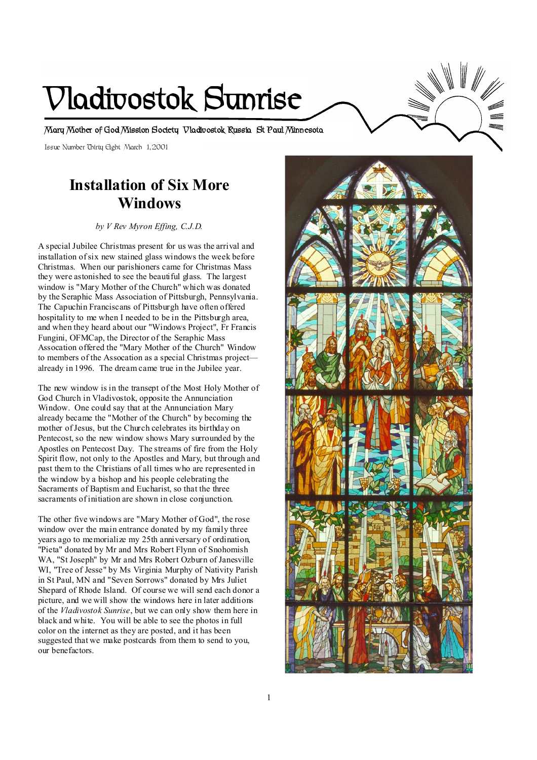# Vladivostok Sunrise

Mary Mother of God Mission Society Vladivostok Russia St Paul Minnesota

Issue Number Thirty Eight March 1, 2001

## Installation of Six More Windows

*by V Rev Myron Effing, C.J.D.*

A special Jubilee Christmas present for us was the arrival and installation of six new stained glass windows the week before Christmas. When our parishioners came for Christmas Mass they were astonished to see the beautiful glass. The largest window is "Mary Mother of the Church" which was donated by the Seraphic Mass Association of Pittsburgh, Pennsylvania. The Capuchin Franciscans of Pittsburgh have often offered hospitality to me when I needed to be in the Pittsburgh area, and when they heard about our "Windows Project", Fr Francis Fungini, OFMCap, the Director of the Seraphic Mass Assocation offered the "Mary Mother of the Church" Window to members of the Assocation as a special Christmas project—already in 1996. The dream came true in the Jubilee year.

The new window is in the transept of the Most Holy Mother of God Church in Vladivostok, opposite the Annunciation Window. One could say that at the Annunciation Mary already became the "Mother of the Church" by becoming the mother of Jesus, but the Church celebrates its birthday on Pentecost, so the new window shows Mary surrounded by the Apostles on Pentecost Day. The streams of fire from the Holy Spirit flow, not only to the Apostles and Mary, but through and past them to the Christians of all times who are represented in the window by a bishop and his people celebrating the Sacraments of Baptism and Eucharist, so that the three sacraments of initiation are shown in close conjunction.

The other five windows are "Mary Mother of God", the rose window over the main entrance donated by my family three years ago to memorialize my 25th anniversary of ordination, "Pieta" donated by Mr and Mrs Robert Flynn of Snohomish WA, "St Joseph" by Mr and Mrs Robert Ozburn of Janesville WI, "Tree of Jesse" by Ms Virginia Murphy of Nativity Parish in St Paul, MN and "Seven Sorrows" donated by Mrs Juliet Shepard of Rhode Island. Of course we will send each donor a picture, and we will show the windows here in later additions of the *Vladivostok Sunrise*, but we can only show them here in black and white. You will be able to see the photos in full color on the internet as they are posted, and it has been suggested that we make postcards from them to send to you, our benefactors.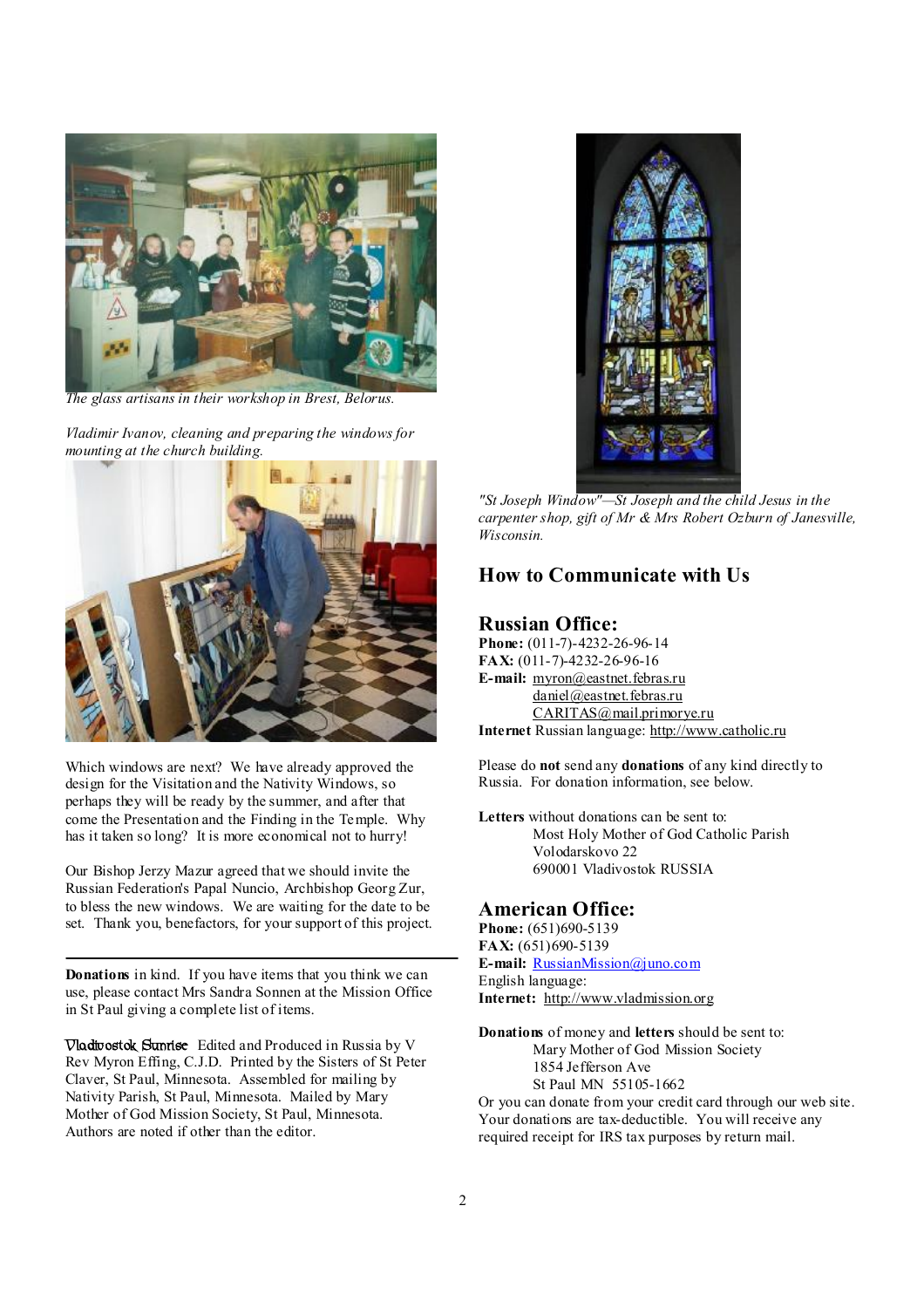*The glass artisans in their workshop in Brest, Belorus.*

*Vladimir Ivanov, cleaning and preparing the windows for mounting at the church building.*

Which windows are next? We have already approved the design for the Visitation and the Nativity Windows, so perhaps they will be ready by the summer, and after that come the Presentation and the Finding in the Temple. Why has it taken so long? It is more economical not to hurry!

Our Bishop Jerzy Mazur agreed that we should invite the Russian Federation's Papal Nuncio, Archbishop Georg Zur, to bless the new windows. We are waiting for the date to be set. Thank you, benefactors, for your support of this project.

---

**Donations** in kind. If you have items that you think we can use, please contact Mrs Sandra Sonnen at the Mission Office in St Paul giving a complete list of items.

*Vladivostok Sunrise* Edited and Produced in Russia by V Rev Myron Effing, C.J.D. Printed by the Sisters of St Peter Claver, St Paul, Minnesota. Assembled for mailing by Nativity Parish, St Paul, Minnesota. Mailed by Mary Mother of God Mission Society, St Paul, Minnesota. Authors are noted if other than the editor.

*"St Joseph Window"—St Joseph and the child Jesus in the carpenter shop, gift of Mr & Mrs Robert Ozburn of Janesville, Wisconsin.*

## How to Communicate with Us

### Russian Office:

**Phone:** (011-7)-4232-26-96-14
**FAX:** (011-7)-4232-26-96-16
**E-mail:** myron@eastnet.febras.ru
daniel@eastnet.febras.ru
CARITAS@mail.primorye.ru
**Internet** Russian language: http://www.catholic.ru

Please do **not** send any **donations** of any kind directly to Russia. For donation information, see below.

**Letters** without donations can be sent to:
Most Holy Mother of God Catholic Parish
Volodarskovo 22
690001 Vladivostok RUSSIA

### American Office:

**Phone:** (651)690-5139
**FAX:** (651)690-5139
**E-mail:** RussianMission@juno.com
English language:
**Internet:** http://www.vladmission.org

**Donations** of money and **letters** should be sent to:
Mary Mother of God Mission Society
1854 Jefferson Ave
St Paul MN 55105-1662

Or you can donate from your credit card through our web site. Your donations are tax-deductible. You will receive any required receipt for IRS tax purposes by return mail.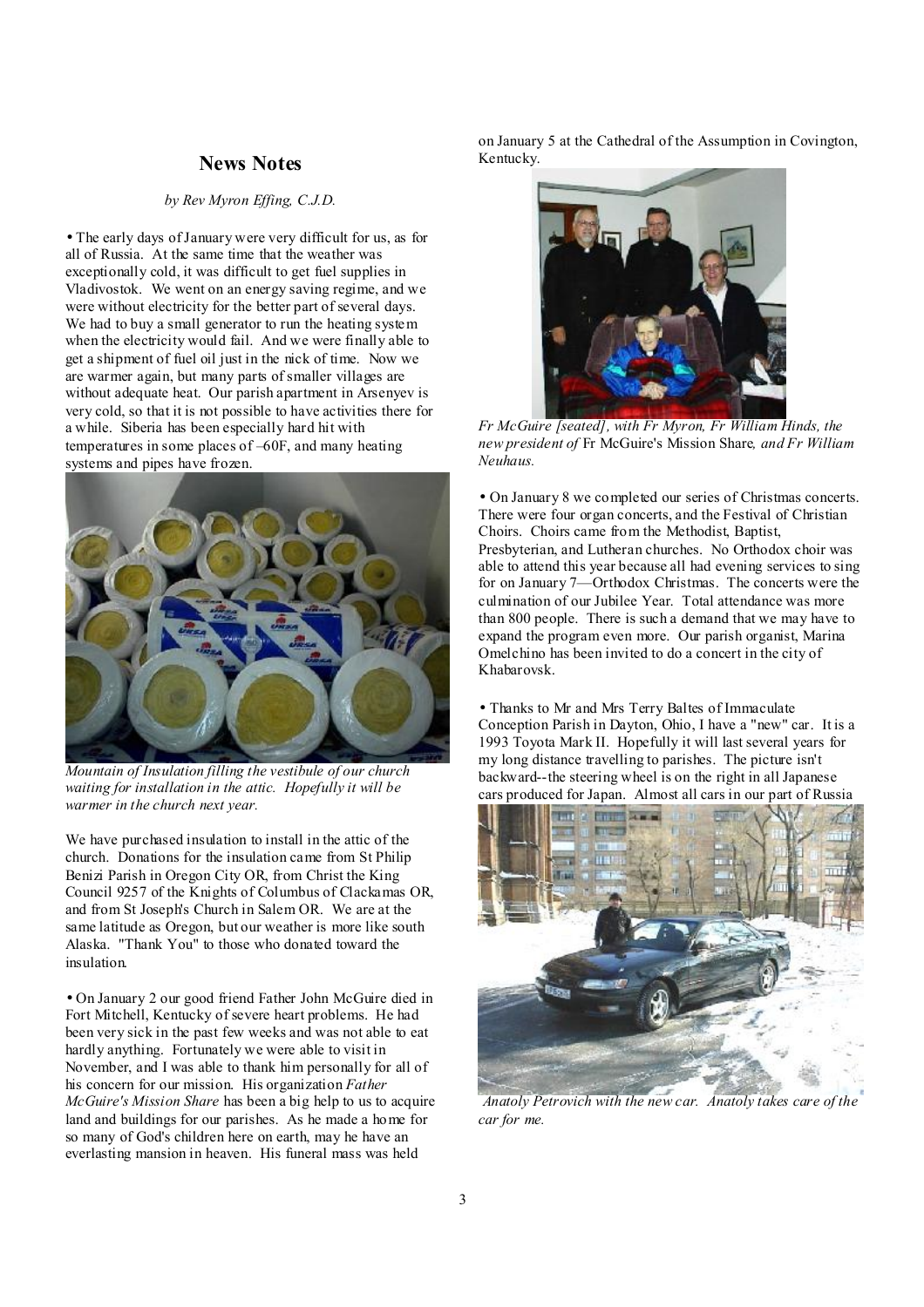## News Notes

*by Rev Myron Effing, C.J.D.*

• The early days of January were very difficult for us, as for all of Russia. At the same time that the weather was exceptionally cold, it was difficult to get fuel supplies in Vladivostok. We went on an energy saving regime, and we were without electricity for the better part of several days. We had to buy a small generator to run the heating system when the electricity would fail. And we were finally able to get a shipment of fuel oil just in the nick of time. Now we are warmer again, but many parts of smaller villages are without adequate heat. Our parish apartment in Arsenyev is very cold, so that it is not possible to have activities there for a while. Siberia has been especially hard hit with temperatures in some places of –60F, and many heating systems and pipes have frozen.

*Mountain of Insulation filling the vestibule of our church waiting for installation in the attic. Hopefully it will be warmer in the church next year.*

We have purchased insulation to install in the attic of the church. Donations for the insulation came from St Philip Benizi Parish in Oregon City OR, from Christ the King Council 9257 of the Knights of Columbus of Clackamas OR, and from St Joseph's Church in Salem OR. We are at the same latitude as Oregon, but our weather is more like south Alaska. "Thank You" to those who donated toward the insulation.

• On January 2 our good friend Father John McGuire died in Fort Mitchell, Kentucky of severe heart problems. He had been very sick in the past few weeks and was not able to eat hardly anything. Fortunately we were able to visit in November, and I was able to thank him personally for all of his concern for our mission. His organization *Father McGuire's Mission Share* has been a big help to us to acquire land and buildings for our parishes. As he made a home for so many of God's children here on earth, may he have an everlasting mansion in heaven. His funeral mass was held on January 5 at the Cathedral of the Assumption in Covington, Kentucky.

*Fr McGuire [seated], with Fr Myron, Fr William Hinds, the new president of* Fr McGuire's Mission Share*, and Fr William Neuhaus.*

• On January 8 we completed our series of Christmas concerts. There were four organ concerts, and the Festival of Christian Choirs. Choirs came from the Methodist, Baptist, Presbyterian, and Lutheran churches. No Orthodox choir was able to attend this year because all had evening services to sing for on January 7—Orthodox Christmas. The concerts were the culmination of our Jubilee Year. Total attendance was more than 800 people. There is such a demand that we may have to expand the program even more. Our parish organist, Marina Omelchino has been invited to do a concert in the city of Khabarovsk.

• Thanks to Mr and Mrs Terry Baltes of Immaculate Conception Parish in Dayton, Ohio, I have a "new" car. It is a 1993 Toyota Mark II. Hopefully it will last several years for my long distance travelling to parishes. The picture isn't backward--the steering wheel is on the right in all Japanese cars produced for Japan. Almost all cars in our part of Russia

*Anatoly Petrovich with the new car. Anatoly takes care of the car for me.*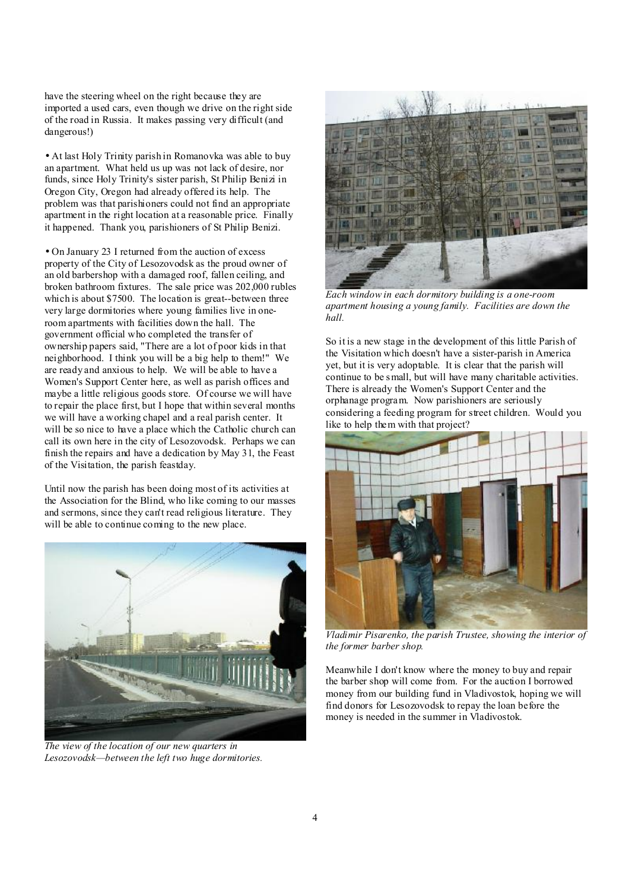have the steering wheel on the right because they are imported a used cars, even though we drive on the right side of the road in Russia. It makes passing very difficult (and dangerous!)

• At last Holy Trinity parish in Romanovka was able to buy an apartment. What held us up was not lack of desire, nor funds, since Holy Trinity's sister parish, St Philip Benizi in Oregon City, Oregon had already offered its help. The problem was that parishioners could not find an appropriate apartment in the right location at a reasonable price. Finally it happened. Thank you, parishioners of St Philip Benizi.

• On January 23 I returned from the auction of excess property of the City of Lesozovodsk as the proud owner of an old barbershop with a damaged roof, fallen ceiling, and broken bathroom fixtures. The sale price was 202,000 rubles which is about $7500. The location is great--between three very large dormitories where young families live in one-room apartments with facilities down the hall. The government official who completed the transfer of ownership papers said, "There are a lot of poor kids in that neighborhood. I think you will be a big help to them!" We are ready and anxious to help. We will be able to have a Women's Support Center here, as well as parish offices and maybe a little religious goods store. Of course we will have to repair the place first, but I hope that within several months we will have a working chapel and a real parish center. It will be so nice to have a place which the Catholic church can call its own here in the city of Lesozovodsk. Perhaps we can finish the repairs and have a dedication by May 31, the Feast of the Visitation, the parish feastday.

Until now the parish has been doing most of its activities at the Association for the Blind, who like coming to our masses and sermons, since they can't read religious literature. They will be able to continue coming to the new place.

*The view of the location of our new quarters in Lesozovodsk—between the left two huge dormitories.*

*Each window in each dormitory building is a one-room apartment housing a young family. Facilities are down the hall.*

So it is a new stage in the development of this little Parish of the Visitation which doesn't have a sister-parish in America yet, but it is very adoptable. It is clear that the parish will continue to be small, but will have many charitable activities. There is already the Women's Support Center and the orphanage program. Now parishioners are seriously considering a feeding program for street children. Would you like to help them with that project?

*Vladimir Pisarenko, the parish Trustee, showing the interior of the former barber shop.*

Meanwhile I don't know where the money to buy and repair the barber shop will come from. For the auction I borrowed money from our building fund in Vladivostok, hoping we will find donors for Lesozovodsk to repay the loan before the money is needed in the summer in Vladivostok.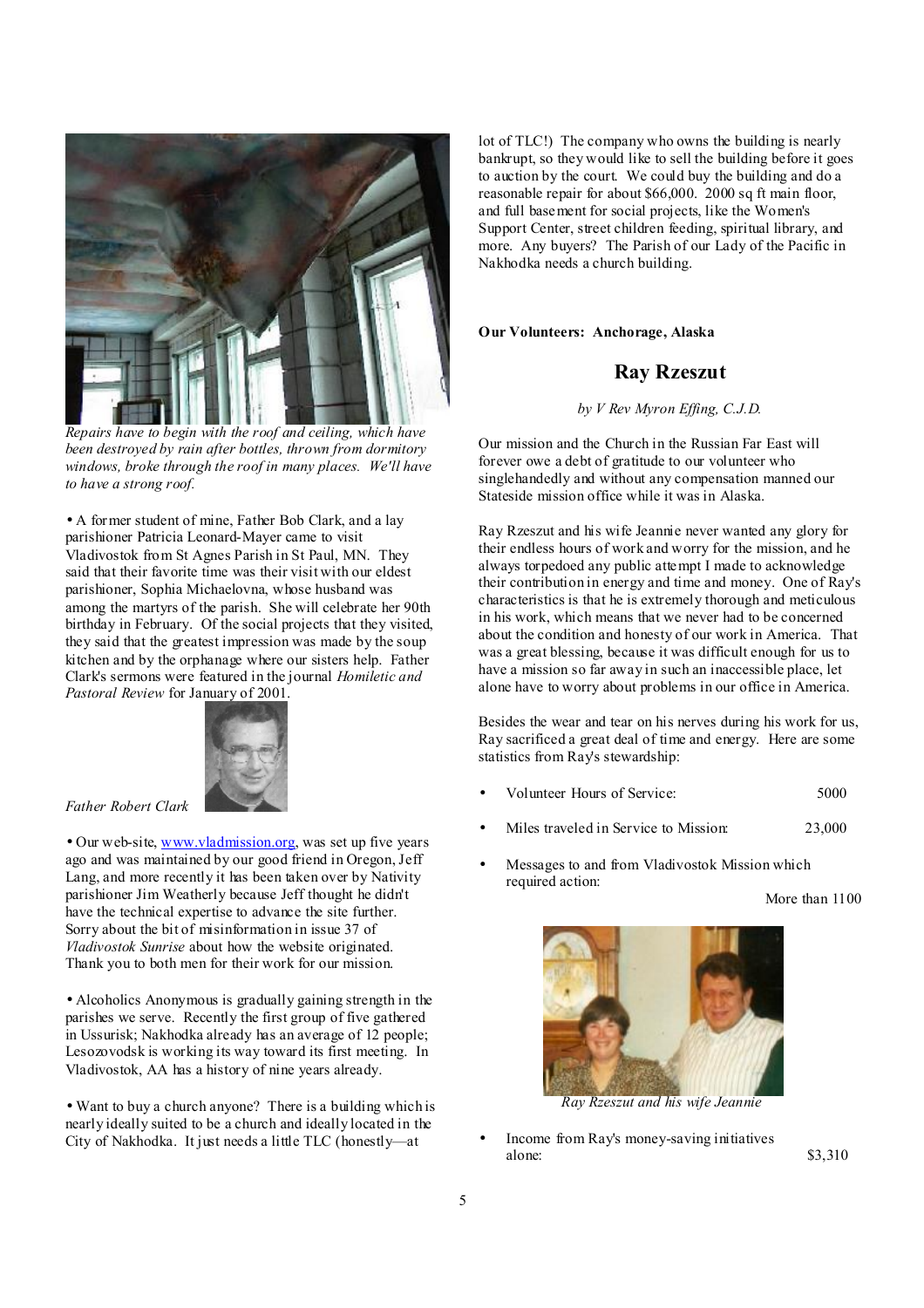*Repairs have to begin with the roof and ceiling, which have been destroyed by rain after bottles, thrown from dormitory windows, broke through the roof in many places. We'll have to have a strong roof.*

• A former student of mine, Father Bob Clark, and a lay parishioner Patricia Leonard-Mayer came to visit Vladivostok from St Agnes Parish in St Paul, MN. They said that their favorite time was their visit with our eldest parishioner, Sophia Michaelovna, whose husband was among the martyrs of the parish. She will celebrate her 90th birthday in February. Of the social projects that they visited, they said that the greatest impression was made by the soup kitchen and by the orphanage where our sisters help. Father Clark's sermons were featured in the journal *Homiletic and Pastoral Review* for January of 2001.

*Father Robert Clark*

• Our web-site, www.vladmission.org, was set up five years ago and was maintained by our good friend in Oregon, Jeff Lang, and more recently it has been taken over by Nativity parishioner Jim Weatherly because Jeff thought he didn't have the technical expertise to advance the site further. Sorry about the bit of misinformation in issue 37 of *Vladivostok Sunrise* about how the website originated. Thank you to both men for their work for our mission.

• Alcoholics Anonymous is gradually gaining strength in the parishes we serve. Recently the first group of five gathered in Ussurisk; Nakhodka already has an average of 12 people; Lesozovodsk is working its way toward its first meeting. In Vladivostok, AA has a history of nine years already.

• Want to buy a church anyone? There is a building which is nearly ideally suited to be a church and ideally located in the City of Nakhodka. It just needs a little TLC (honestly—at lot of TLC!) The company who owns the building is nearly bankrupt, so they would like to sell the building before it goes to auction by the court. We could buy the building and do a reasonable repair for about $66,000. 2000 sq ft main floor, and full basement for social projects, like the Women's Support Center, street children feeding, spiritual library, and more. Any buyers? The Parish of our Lady of the Pacific in Nakhodka needs a church building.

**Our Volunteers: Anchorage, Alaska**

## Ray Rzeszut

*by V Rev Myron Effing, C.J.D.*

Our mission and the Church in the Russian Far East will forever owe a debt of gratitude to our volunteer who singlehandedly and without any compensation manned our Stateside mission office while it was in Alaska.

Ray Rzeszut and his wife Jeannie never wanted any glory for their endless hours of work and worry for the mission, and he always torpedoed any public attempt I made to acknowledge their contribution in energy and time and money. One of Ray's characteristics is that he is extremely thorough and meticulous in his work, which means that we never had to be concerned about the condition and honesty of our work in America. That was a great blessing, because it was difficult enough for us to have a mission so far away in such an inaccessible place, let alone have to worry about problems in our office in America.

Besides the wear and tear on his nerves during his work for us, Ray sacrificed a great deal of time and energy. Here are some statistics from Ray's stewardship:

- Volunteer Hours of Service: 5000
- Miles traveled in Service to Mission: 23,000
- Messages to and from Vladivostok Mission which required action: More than 1100

*Ray Rzeszut and his wife Jeannie*

- Income from Ray's money-saving initiatives alone: $3,310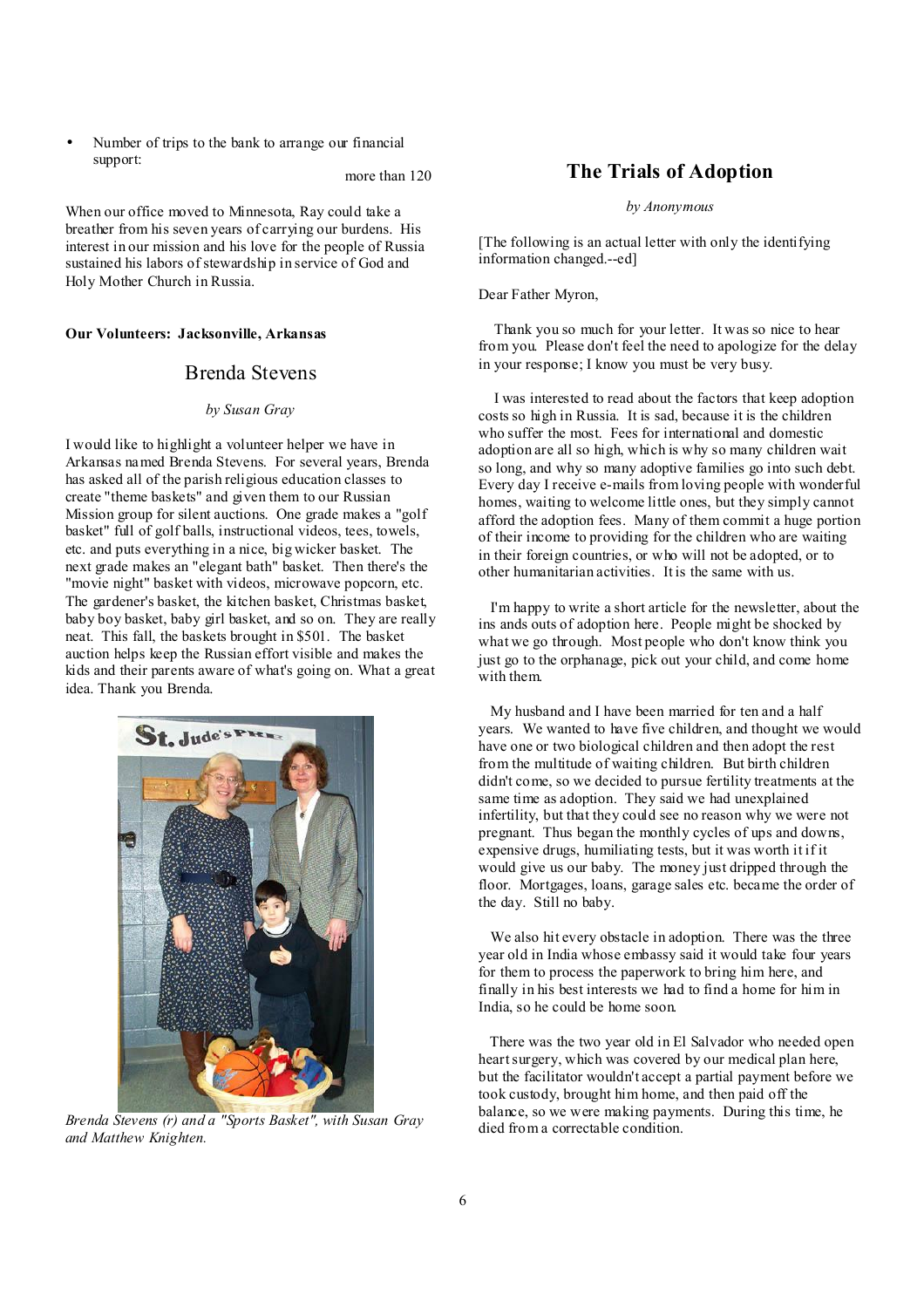- Number of trips to the bank to arrange our financial support: more than 120

When our office moved to Minnesota, Ray could take a breather from his seven years of carrying our burdens. His interest in our mission and his love for the people of Russia sustained his labors of stewardship in service of God and Holy Mother Church in Russia.

**Our Volunteers: Jacksonville, Arkansas**

## Brenda Stevens

*by Susan Gray*

I would like to highlight a volunteer helper we have in Arkansas named Brenda Stevens. For several years, Brenda has asked all of the parish religious education classes to create "theme baskets" and given them to our Russian Mission group for silent auctions. One grade makes a "golf basket" full of golf balls, instructional videos, tees, towels, etc. and puts everything in a nice, big wicker basket. The next grade makes an "elegant bath" basket. Then there's the "movie night" basket with videos, microwave popcorn, etc. The gardener's basket, the kitchen basket, Christmas basket, baby boy basket, baby girl basket, and so on. They are really neat. This fall, the baskets brought in $501. The basket auction helps keep the Russian effort visible and makes the kids and their parents aware of what's going on. What a great idea. Thank you Brenda.

*Brenda Stevens (r) and a "Sports Basket", with Susan Gray and Matthew Knighten.*

## The Trials of Adoption

*by Anonymous*

[The following is an actual letter with only the identifying information changed.--ed]

Dear Father Myron,

Thank you so much for your letter. It was so nice to hear from you. Please don't feel the need to apologize for the delay in your response; I know you must be very busy.

I was interested to read about the factors that keep adoption costs so high in Russia. It is sad, because it is the children who suffer the most. Fees for international and domestic adoption are all so high, which is why so many children wait so long, and why so many adoptive families go into such debt. Every day I receive e-mails from loving people with wonderful homes, waiting to welcome little ones, but they simply cannot afford the adoption fees. Many of them commit a huge portion of their income to providing for the children who are waiting in their foreign countries, or who will not be adopted, or to other humanitarian activities. It is the same with us.

I'm happy to write a short article for the newsletter, about the ins ands outs of adoption here. People might be shocked by what we go through. Most people who don't know think you just go to the orphanage, pick out your child, and come home with them.

My husband and I have been married for ten and a half years. We wanted to have five children, and thought we would have one or two biological children and then adopt the rest from the multitude of waiting children. But birth children didn't come, so we decided to pursue fertility treatments at the same time as adoption. They said we had unexplained infertility, but that they could see no reason why we were not pregnant. Thus began the monthly cycles of ups and downs, expensive drugs, humiliating tests, but it was worth it if it would give us our baby. The money just dripped through the floor. Mortgages, loans, garage sales etc. became the order of the day. Still no baby.

We also hit every obstacle in adoption. There was the three year old in India whose embassy said it would take four years for them to process the paperwork to bring him here, and finally in his best interests we had to find a home for him in India, so he could be home soon.

There was the two year old in El Salvador who needed open heart surgery, which was covered by our medical plan here, but the facilitator wouldn't accept a partial payment before we took custody, brought him home, and then paid off the balance, so we were making payments. During this time, he died from a correctable condition.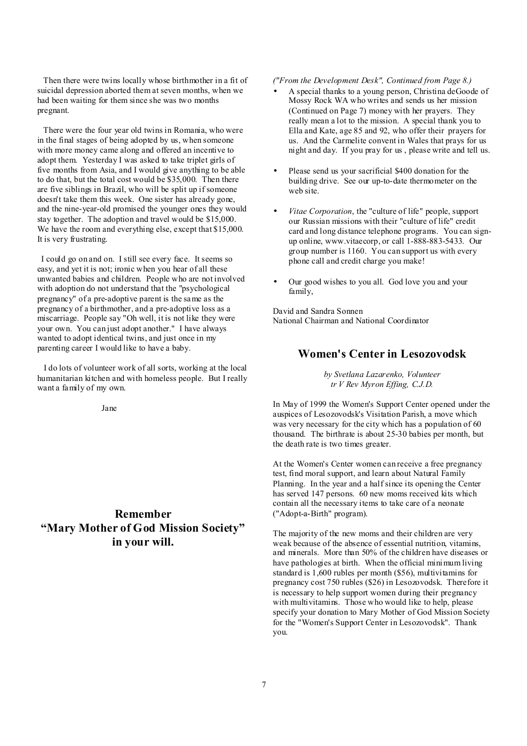Then there were twins locally whose birthmother in a fit of suicidal depression aborted them at seven months, when we had been waiting for them since she was two months pregnant.

There were the four year old twins in Romania, who were in the final stages of being adopted by us, when someone with more money came along and offered an incentive to adopt them. Yesterday I was asked to take triplet girls of five months from Asia, and I would give anything to be able to do that, but the total cost would be $35,000. Then there are five siblings in Brazil, who will be split up if someone doesn't take them this week. One sister has already gone, and the nine-year-old promised the younger ones they would stay together. The adoption and travel would be $15,000. We have the room and everything else, except that $15,000. It is very frustrating.

I could go on and on. I still see every face. It seems so easy, and yet it is not; ironic when you hear of all these unwanted babies and children. People who are not involved with adoption do not understand that the "psychological pregnancy" of a pre-adoptive parent is the same as the pregnancy of a birthmother, and a pre-adoptive loss as a miscarriage. People say "Oh well, it is not like they were your own. You can just adopt another." I have always wanted to adopt identical twins, and just once in my parenting career I would like to have a baby.

I do lots of volunteer work of all sorts, working at the local humanitarian kitchen and with homeless people. But I really want a family of my own.

Jane

## Remember "Mary Mother of God Mission Society" in your will.

*("From the Development Desk", Continued from Page 8.)*

- A special thanks to a young person, Christina deGoode of Mossy Rock WA who writes and sends us her mission (Continued on Page 7) money with her prayers. They really mean a lot to the mission. A special thank you to Ella and Kate, age 85 and 92, who offer their prayers for us. And the Carmelite convent in Wales that prays for us night and day. If you pray for us , please write and tell us.
- Please send us your sacrificial $400 donation for the building drive. See our up-to-date thermometer on the web site.
- *Vitae Corporation*, the "culture of life" people, support our Russian missions with their "culture of life" credit card and long distance telephone programs. You can sign-up online, www.vitaecorp, or call 1-888-883-5433. Our group number is 1160. You can support us with every phone call and credit charge you make!
- Our good wishes to you all. God love you and your family,

David and Sandra Sonnen
National Chairman and National Coordinator

## Women's Center in Lesozovodsk

*by Svetlana Lazarenko, Volunteer*
*tr V Rev Myron Effing, C.J.D.*

In May of 1999 the Women's Support Center opened under the auspices of Lesozovodsk's Visitation Parish, a move which was very necessary for the city which has a population of 60 thousand. The birthrate is about 25-30 babies per month, but the death rate is two times greater.

At the Women's Center women can receive a free pregnancy test, find moral support, and learn about Natural Family Planning. In the year and a half since its opening the Center has served 147 persons. 60 new moms received kits which contain all the necessary items to take care of a neonate ("Adopt-a-Birth" program).

The majority of the new moms and their children are very weak because of the absence of essential nutrition, vitamins, and minerals. More than 50% of the children have diseases or have pathologies at birth. When the official minimum living standard is 1,600 rubles per month ($56), multivitamins for pregnancy cost 750 rubles ($26) in Lesozovodsk. Therefore it is necessary to help support women during their pregnancy with multivitamins. Those who would like to help, please specify your donation to Mary Mother of God Mission Society for the "Women's Support Center in Lesozovodsk". Thank you.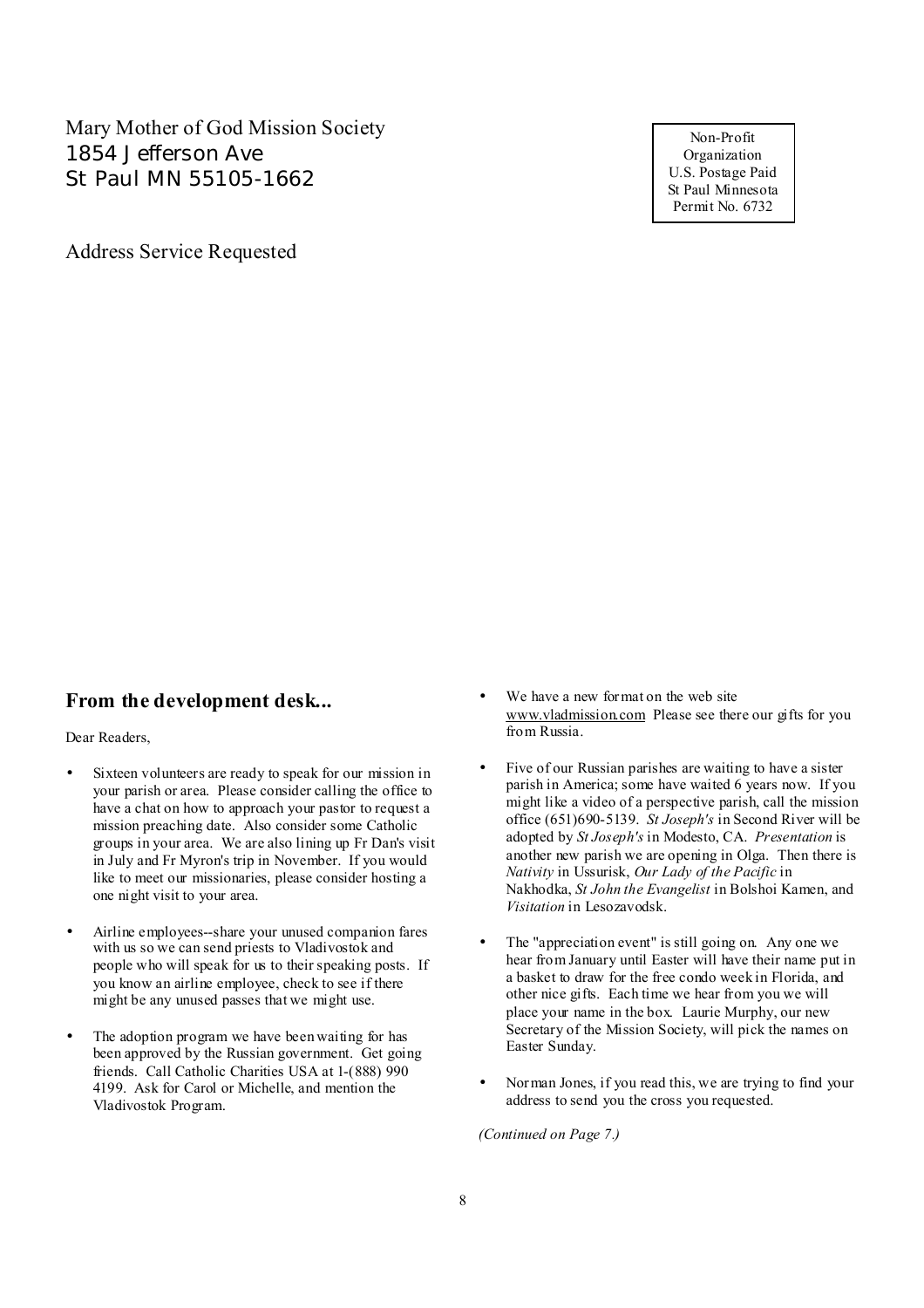Mary Mother of God Mission Society
1854 Jefferson Ave
St Paul MN 55105-1662

Non-Profit Organization
U.S. Postage Paid
St Paul Minnesota
Permit No. 6732

Address Service Requested

## From the development desk...

Dear Readers,

- Sixteen volunteers are ready to speak for our mission in your parish or area. Please consider calling the office to have a chat on how to approach your pastor to request a mission preaching date. Also consider some Catholic groups in your area. We are also lining up Fr Dan's visit in July and Fr Myron's trip in November. If you would like to meet our missionaries, please consider hosting a one night visit to your area.

- Airline employees--share your unused companion fares with us so we can send priests to Vladivostok and people who will speak for us to their speaking posts. If you know an airline employee, check to see if there might be any unused passes that we might use.

- The adoption program we have been waiting for has been approved by the Russian government. Get going friends. Call Catholic Charities USA at 1-(888) 990 4199. Ask for Carol or Michelle, and mention the Vladivostok Program.

- We have a new format on the web site www.vladmission.com Please see there our gifts for you from Russia.

- Five of our Russian parishes are waiting to have a sister parish in America; some have waited 6 years now. If you might like a video of a perspective parish, call the mission office (651)690-5139. *St Joseph's* in Second River will be adopted by *St Joseph's* in Modesto, CA. *Presentation* is another new parish we are opening in Olga. Then there is *Nativity* in Ussurisk, *Our Lady of the Pacific* in Nakhodka, *St John the Evangelist* in Bolshoi Kamen, and *Visitation* in Lesozavodsk.

- The "appreciation event" is still going on. Any one we hear from January until Easter will have their name put in a basket to draw for the free condo week in Florida, and other nice gifts. Each time we hear from you we will place your name in the box. Laurie Murphy, our new Secretary of the Mission Society, will pick the names on Easter Sunday.

- Norman Jones, if you read this, we are trying to find your address to send you the cross you requested.

*(Continued on Page 7.)*